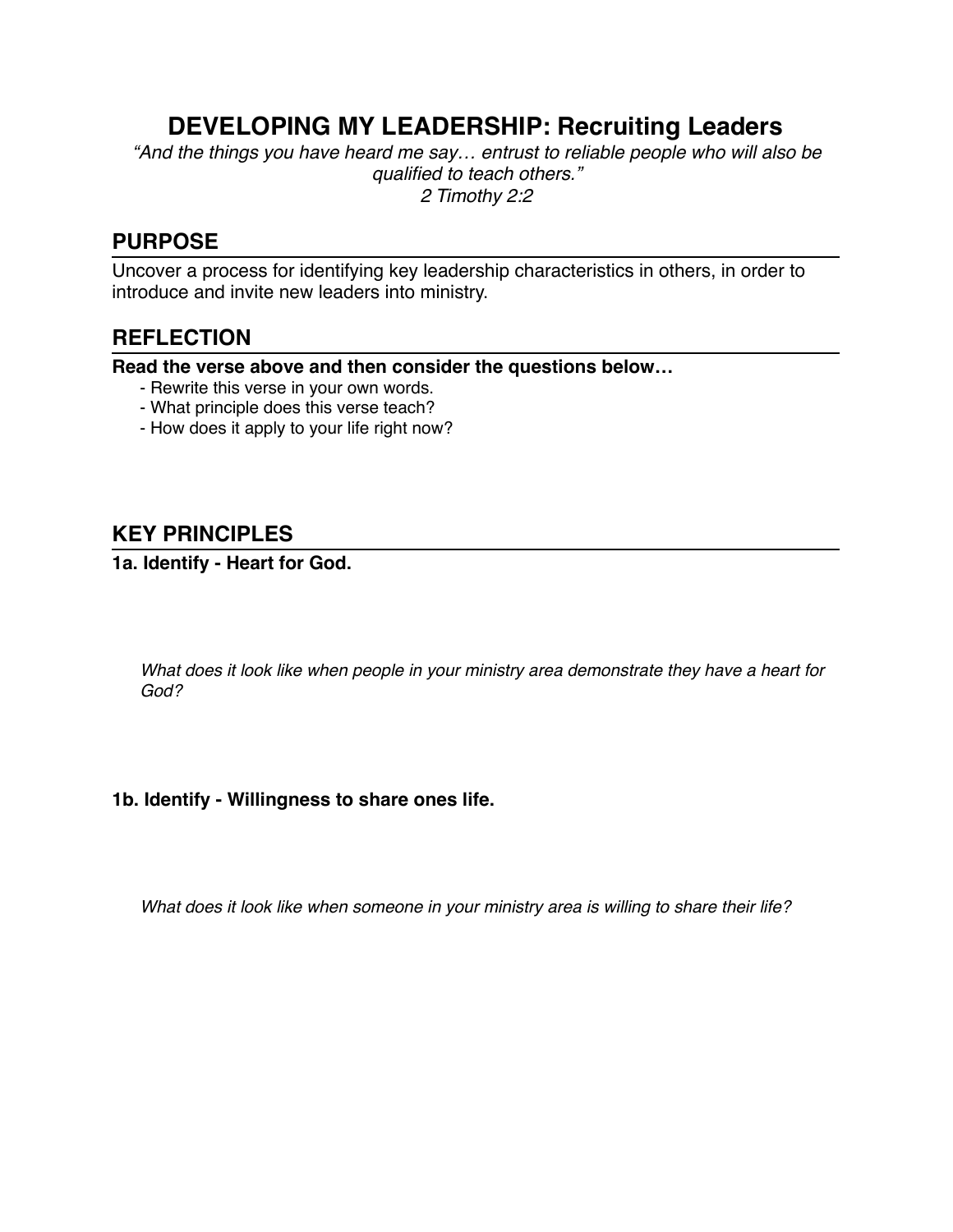# DEVELOPING MY LEADERSHIP: Recruiting Leaders

*"And the things you have heard me say… entrust to reliable people who will also be qualified to teach others."*
*2 Timothy 2:2*

## PURPOSE

Uncover a process for identifying key leadership characteristics in others, in order to introduce and invite new leaders into ministry.

## REFLECTION

**Read the verse above and then consider the questions below…**

- Rewrite this verse in your own words.
- What principle does this verse teach?
- How does it apply to your life right now?

## KEY PRINCIPLES

**1a. Identify - Heart for God.**

*What does it look like when people in your ministry area demonstrate they have a heart for God?*

**1b. Identify - Willingness to share ones life.**

*What does it look like when someone in your ministry area is willing to share their life?*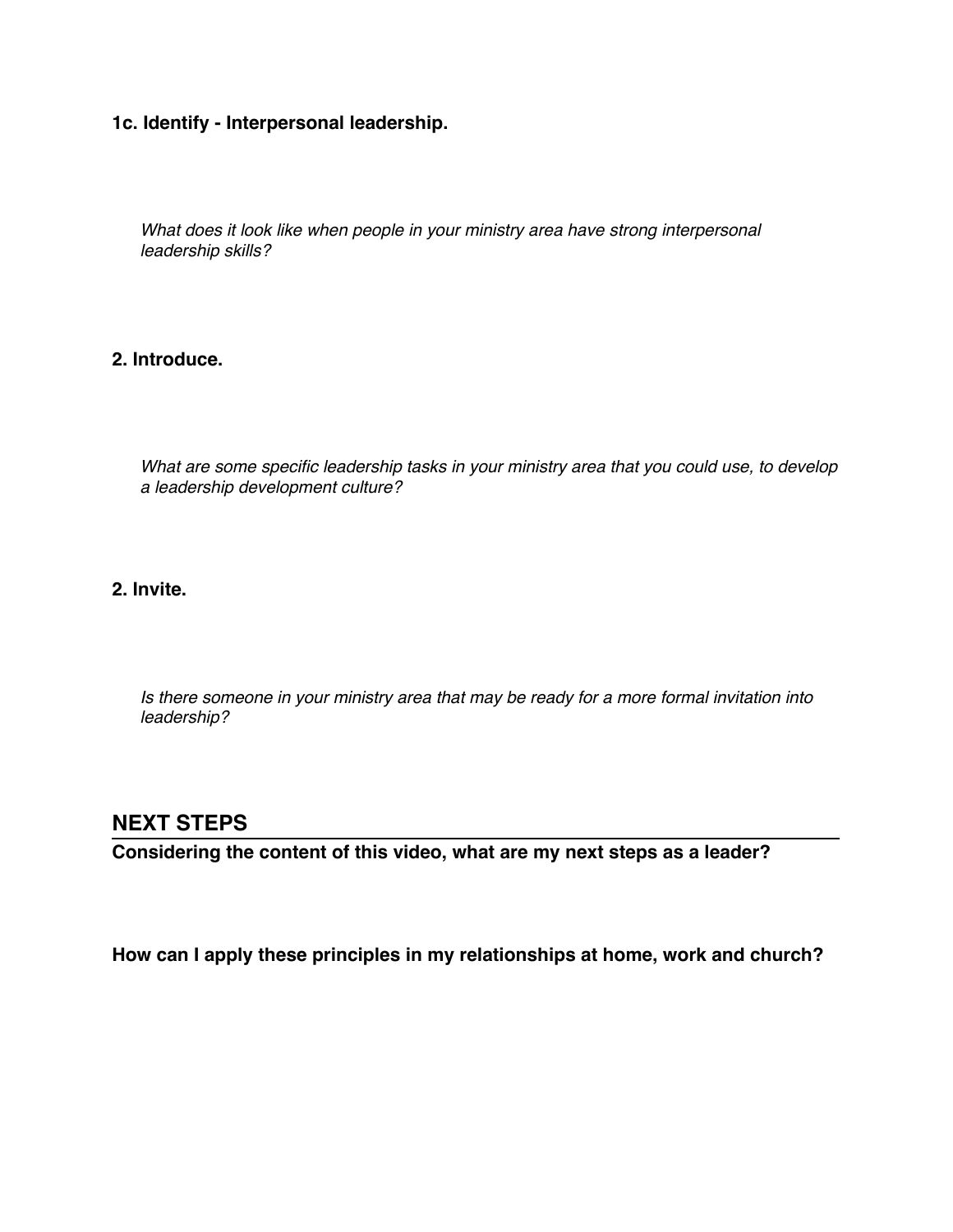**1c. Identify - Interpersonal leadership.**

*What does it look like when people in your ministry area have strong interpersonal leadership skills?*

**2. Introduce.**

*What are some specific leadership tasks in your ministry area that you could use, to develop a leadership development culture?*

**2. Invite.**

*Is there someone in your ministry area that may be ready for a more formal invitation into leadership?*

## NEXT STEPS

**Considering the content of this video, what are my next steps as a leader?**

**How can I apply these principles in my relationships at home, work and church?**